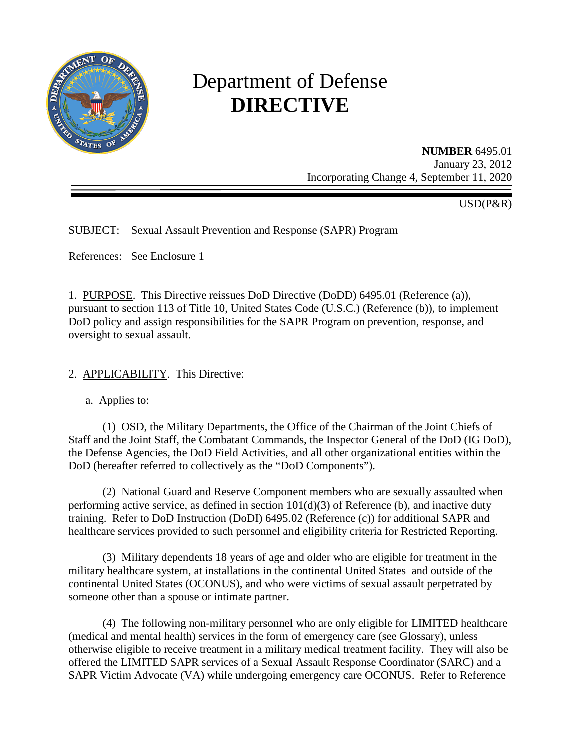# Department of Defense **DIRECTIVE**

**NUMBER** 6495.01
January 23, 2012
Incorporating Change 4, September 11, 2020

USD(P&R)

SUBJECT: Sexual Assault Prevention and Response (SAPR) Program

References: See Enclosure 1

1. PURPOSE. This Directive reissues DoD Directive (DoDD) 6495.01 (Reference (a)), pursuant to section 113 of Title 10, United States Code (U.S.C.) (Reference (b)), to implement DoD policy and assign responsibilities for the SAPR Program on prevention, response, and oversight to sexual assault.

2. APPLICABILITY. This Directive:

a. Applies to:

(1) OSD, the Military Departments, the Office of the Chairman of the Joint Chiefs of Staff and the Joint Staff, the Combatant Commands, the Inspector General of the DoD (IG DoD), the Defense Agencies, the DoD Field Activities, and all other organizational entities within the DoD (hereafter referred to collectively as the "DoD Components").

(2) National Guard and Reserve Component members who are sexually assaulted when performing active service, as defined in section 101(d)(3) of Reference (b), and inactive duty training. Refer to DoD Instruction (DoDI) 6495.02 (Reference (c)) for additional SAPR and healthcare services provided to such personnel and eligibility criteria for Restricted Reporting.

(3) Military dependents 18 years of age and older who are eligible for treatment in the military healthcare system, at installations in the continental United States and outside of the continental United States (OCONUS), and who were victims of sexual assault perpetrated by someone other than a spouse or intimate partner.

(4) The following non-military personnel who are only eligible for LIMITED healthcare (medical and mental health) services in the form of emergency care (see Glossary), unless otherwise eligible to receive treatment in a military medical treatment facility. They will also be offered the LIMITED SAPR services of a Sexual Assault Response Coordinator (SARC) and a SAPR Victim Advocate (VA) while undergoing emergency care OCONUS. Refer to Reference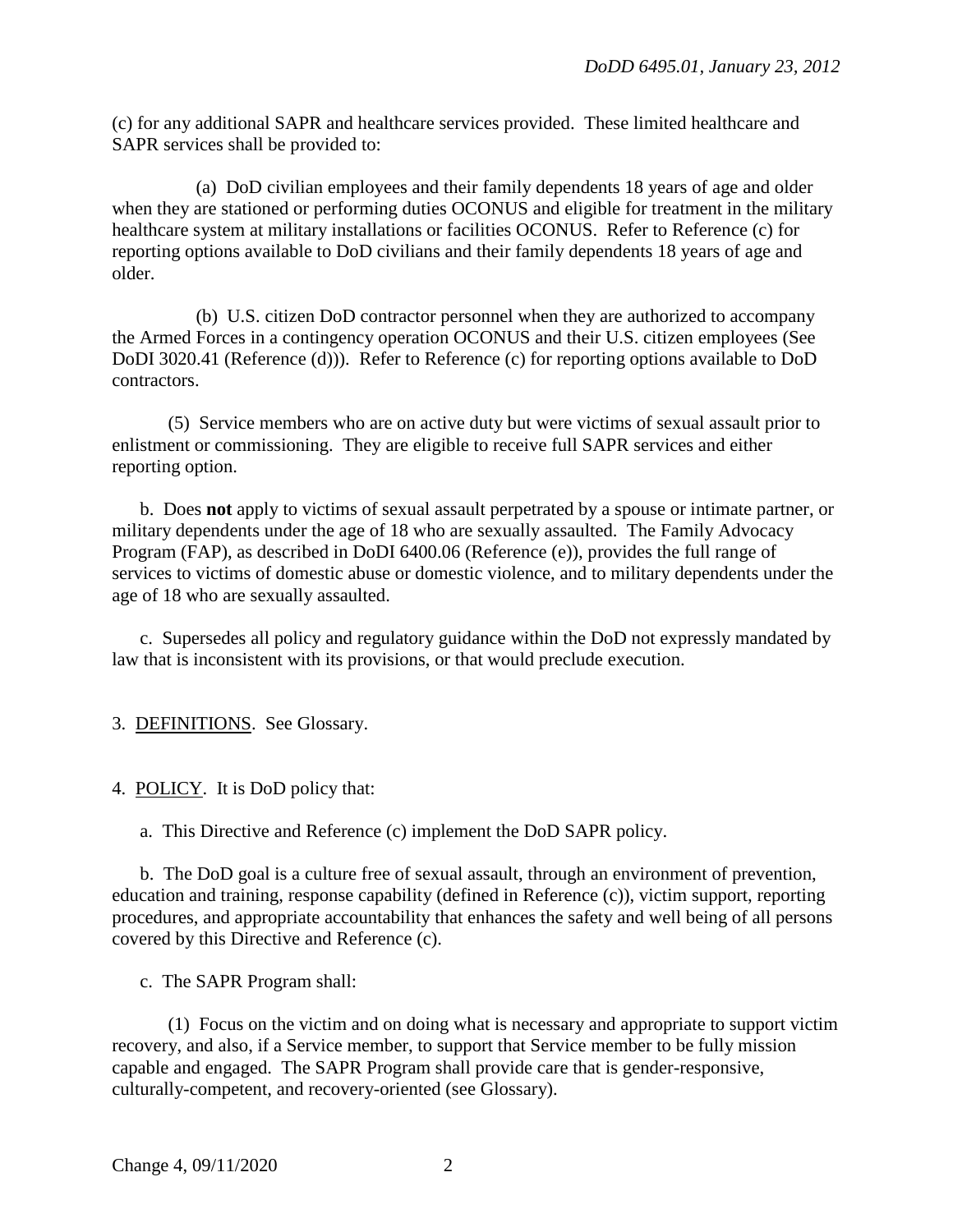(c) for any additional SAPR and healthcare services provided. These limited healthcare and SAPR services shall be provided to:

(a) DoD civilian employees and their family dependents 18 years of age and older when they are stationed or performing duties OCONUS and eligible for treatment in the military healthcare system at military installations or facilities OCONUS. Refer to Reference (c) for reporting options available to DoD civilians and their family dependents 18 years of age and older.

(b) U.S. citizen DoD contractor personnel when they are authorized to accompany the Armed Forces in a contingency operation OCONUS and their U.S. citizen employees (See DoDI 3020.41 (Reference (d))). Refer to Reference (c) for reporting options available to DoD contractors.

(5) Service members who are on active duty but were victims of sexual assault prior to enlistment or commissioning. They are eligible to receive full SAPR services and either reporting option.

b. Does **not** apply to victims of sexual assault perpetrated by a spouse or intimate partner, or military dependents under the age of 18 who are sexually assaulted. The Family Advocacy Program (FAP), as described in DoDI 6400.06 (Reference (e)), provides the full range of services to victims of domestic abuse or domestic violence, and to military dependents under the age of 18 who are sexually assaulted.

c. Supersedes all policy and regulatory guidance within the DoD not expressly mandated by law that is inconsistent with its provisions, or that would preclude execution.

3. DEFINITIONS. See Glossary.

4. POLICY. It is DoD policy that:

a. This Directive and Reference (c) implement the DoD SAPR policy.

b. The DoD goal is a culture free of sexual assault, through an environment of prevention, education and training, response capability (defined in Reference (c)), victim support, reporting procedures, and appropriate accountability that enhances the safety and well being of all persons covered by this Directive and Reference (c).

c. The SAPR Program shall:

(1) Focus on the victim and on doing what is necessary and appropriate to support victim recovery, and also, if a Service member, to support that Service member to be fully mission capable and engaged. The SAPR Program shall provide care that is gender-responsive, culturally-competent, and recovery-oriented (see Glossary).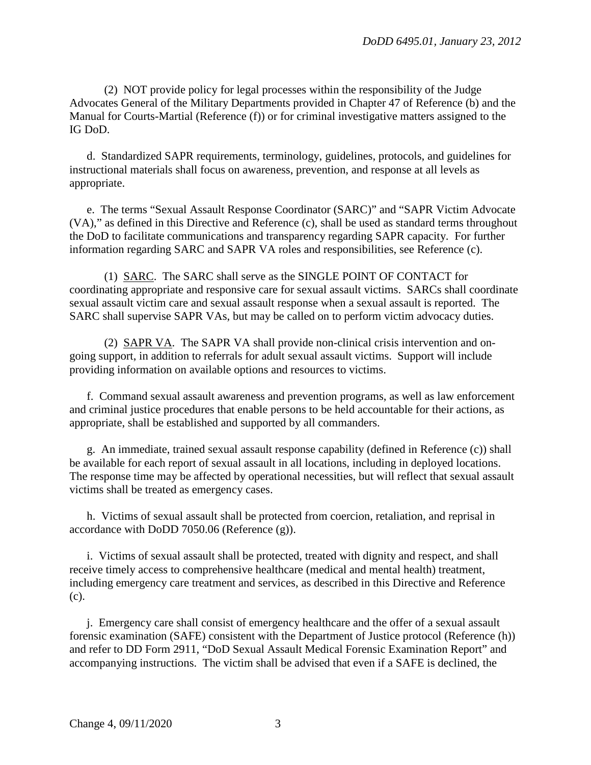(2) NOT provide policy for legal processes within the responsibility of the Judge Advocates General of the Military Departments provided in Chapter 47 of Reference (b) and the Manual for Courts-Martial (Reference (f)) or for criminal investigative matters assigned to the IG DoD.

d. Standardized SAPR requirements, terminology, guidelines, protocols, and guidelines for instructional materials shall focus on awareness, prevention, and response at all levels as appropriate.

e. The terms "Sexual Assault Response Coordinator (SARC)" and "SAPR Victim Advocate (VA)," as defined in this Directive and Reference (c), shall be used as standard terms throughout the DoD to facilitate communications and transparency regarding SAPR capacity. For further information regarding SARC and SAPR VA roles and responsibilities, see Reference (c).

(1) SARC. The SARC shall serve as the SINGLE POINT OF CONTACT for coordinating appropriate and responsive care for sexual assault victims. SARCs shall coordinate sexual assault victim care and sexual assault response when a sexual assault is reported. The SARC shall supervise SAPR VAs, but may be called on to perform victim advocacy duties.

(2) SAPR VA. The SAPR VA shall provide non-clinical crisis intervention and on-going support, in addition to referrals for adult sexual assault victims. Support will include providing information on available options and resources to victims.

f. Command sexual assault awareness and prevention programs, as well as law enforcement and criminal justice procedures that enable persons to be held accountable for their actions, as appropriate, shall be established and supported by all commanders.

g. An immediate, trained sexual assault response capability (defined in Reference (c)) shall be available for each report of sexual assault in all locations, including in deployed locations. The response time may be affected by operational necessities, but will reflect that sexual assault victims shall be treated as emergency cases.

h. Victims of sexual assault shall be protected from coercion, retaliation, and reprisal in accordance with DoDD 7050.06 (Reference (g)).

i. Victims of sexual assault shall be protected, treated with dignity and respect, and shall receive timely access to comprehensive healthcare (medical and mental health) treatment, including emergency care treatment and services, as described in this Directive and Reference (c).

j. Emergency care shall consist of emergency healthcare and the offer of a sexual assault forensic examination (SAFE) consistent with the Department of Justice protocol (Reference (h)) and refer to DD Form 2911, "DoD Sexual Assault Medical Forensic Examination Report" and accompanying instructions. The victim shall be advised that even if a SAFE is declined, the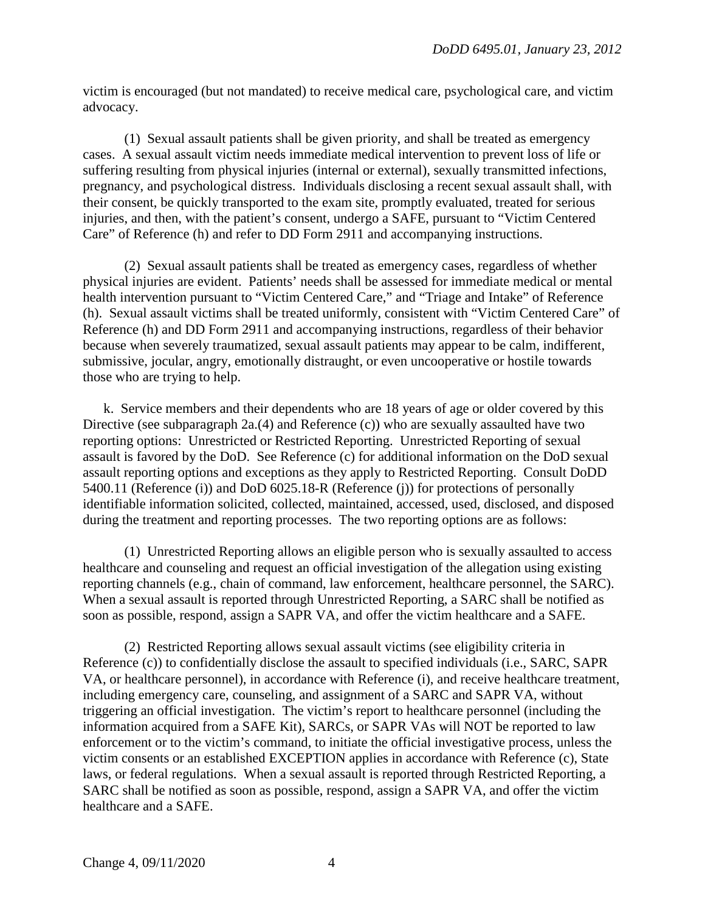victim is encouraged (but not mandated) to receive medical care, psychological care, and victim advocacy.

(1) Sexual assault patients shall be given priority, and shall be treated as emergency cases. A sexual assault victim needs immediate medical intervention to prevent loss of life or suffering resulting from physical injuries (internal or external), sexually transmitted infections, pregnancy, and psychological distress. Individuals disclosing a recent sexual assault shall, with their consent, be quickly transported to the exam site, promptly evaluated, treated for serious injuries, and then, with the patient's consent, undergo a SAFE, pursuant to "Victim Centered Care" of Reference (h) and refer to DD Form 2911 and accompanying instructions.

(2) Sexual assault patients shall be treated as emergency cases, regardless of whether physical injuries are evident. Patients' needs shall be assessed for immediate medical or mental health intervention pursuant to "Victim Centered Care," and "Triage and Intake" of Reference (h). Sexual assault victims shall be treated uniformly, consistent with "Victim Centered Care" of Reference (h) and DD Form 2911 and accompanying instructions, regardless of their behavior because when severely traumatized, sexual assault patients may appear to be calm, indifferent, submissive, jocular, angry, emotionally distraught, or even uncooperative or hostile towards those who are trying to help.

k. Service members and their dependents who are 18 years of age or older covered by this Directive (see subparagraph 2a.(4) and Reference (c)) who are sexually assaulted have two reporting options: Unrestricted or Restricted Reporting. Unrestricted Reporting of sexual assault is favored by the DoD. See Reference (c) for additional information on the DoD sexual assault reporting options and exceptions as they apply to Restricted Reporting. Consult DoDD 5400.11 (Reference (i)) and DoD 6025.18-R (Reference (j)) for protections of personally identifiable information solicited, collected, maintained, accessed, used, disclosed, and disposed during the treatment and reporting processes. The two reporting options are as follows:

(1) Unrestricted Reporting allows an eligible person who is sexually assaulted to access healthcare and counseling and request an official investigation of the allegation using existing reporting channels (e.g., chain of command, law enforcement, healthcare personnel, the SARC). When a sexual assault is reported through Unrestricted Reporting, a SARC shall be notified as soon as possible, respond, assign a SAPR VA, and offer the victim healthcare and a SAFE.

(2) Restricted Reporting allows sexual assault victims (see eligibility criteria in Reference (c)) to confidentially disclose the assault to specified individuals (i.e., SARC, SAPR VA, or healthcare personnel), in accordance with Reference (i), and receive healthcare treatment, including emergency care, counseling, and assignment of a SARC and SAPR VA, without triggering an official investigation. The victim's report to healthcare personnel (including the information acquired from a SAFE Kit), SARCs, or SAPR VAs will NOT be reported to law enforcement or to the victim's command, to initiate the official investigative process, unless the victim consents or an established EXCEPTION applies in accordance with Reference (c), State laws, or federal regulations. When a sexual assault is reported through Restricted Reporting, a SARC shall be notified as soon as possible, respond, assign a SAPR VA, and offer the victim healthcare and a SAFE.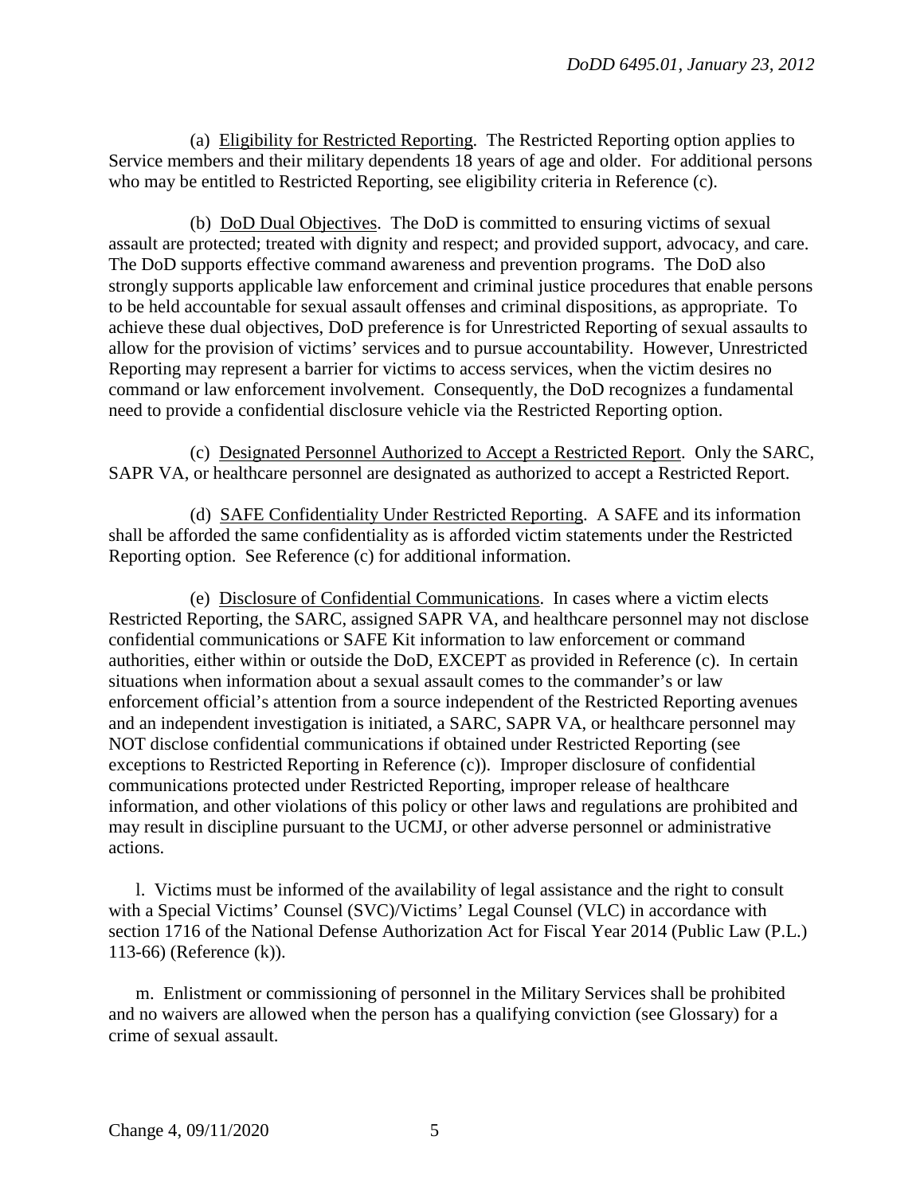(a) Eligibility for Restricted Reporting. The Restricted Reporting option applies to Service members and their military dependents 18 years of age and older. For additional persons who may be entitled to Restricted Reporting, see eligibility criteria in Reference (c).

(b) DoD Dual Objectives. The DoD is committed to ensuring victims of sexual assault are protected; treated with dignity and respect; and provided support, advocacy, and care. The DoD supports effective command awareness and prevention programs. The DoD also strongly supports applicable law enforcement and criminal justice procedures that enable persons to be held accountable for sexual assault offenses and criminal dispositions, as appropriate. To achieve these dual objectives, DoD preference is for Unrestricted Reporting of sexual assaults to allow for the provision of victims' services and to pursue accountability. However, Unrestricted Reporting may represent a barrier for victims to access services, when the victim desires no command or law enforcement involvement. Consequently, the DoD recognizes a fundamental need to provide a confidential disclosure vehicle via the Restricted Reporting option.

(c) Designated Personnel Authorized to Accept a Restricted Report. Only the SARC, SAPR VA, or healthcare personnel are designated as authorized to accept a Restricted Report.

(d) SAFE Confidentiality Under Restricted Reporting. A SAFE and its information shall be afforded the same confidentiality as is afforded victim statements under the Restricted Reporting option. See Reference (c) for additional information.

(e) Disclosure of Confidential Communications. In cases where a victim elects Restricted Reporting, the SARC, assigned SAPR VA, and healthcare personnel may not disclose confidential communications or SAFE Kit information to law enforcement or command authorities, either within or outside the DoD, EXCEPT as provided in Reference (c). In certain situations when information about a sexual assault comes to the commander's or law enforcement official's attention from a source independent of the Restricted Reporting avenues and an independent investigation is initiated, a SARC, SAPR VA, or healthcare personnel may NOT disclose confidential communications if obtained under Restricted Reporting (see exceptions to Restricted Reporting in Reference (c)). Improper disclosure of confidential communications protected under Restricted Reporting, improper release of healthcare information, and other violations of this policy or other laws and regulations are prohibited and may result in discipline pursuant to the UCMJ, or other adverse personnel or administrative actions.

l. Victims must be informed of the availability of legal assistance and the right to consult with a Special Victims' Counsel (SVC)/Victims' Legal Counsel (VLC) in accordance with section 1716 of the National Defense Authorization Act for Fiscal Year 2014 (Public Law (P.L.) 113-66) (Reference (k)).

m. Enlistment or commissioning of personnel in the Military Services shall be prohibited and no waivers are allowed when the person has a qualifying conviction (see Glossary) for a crime of sexual assault.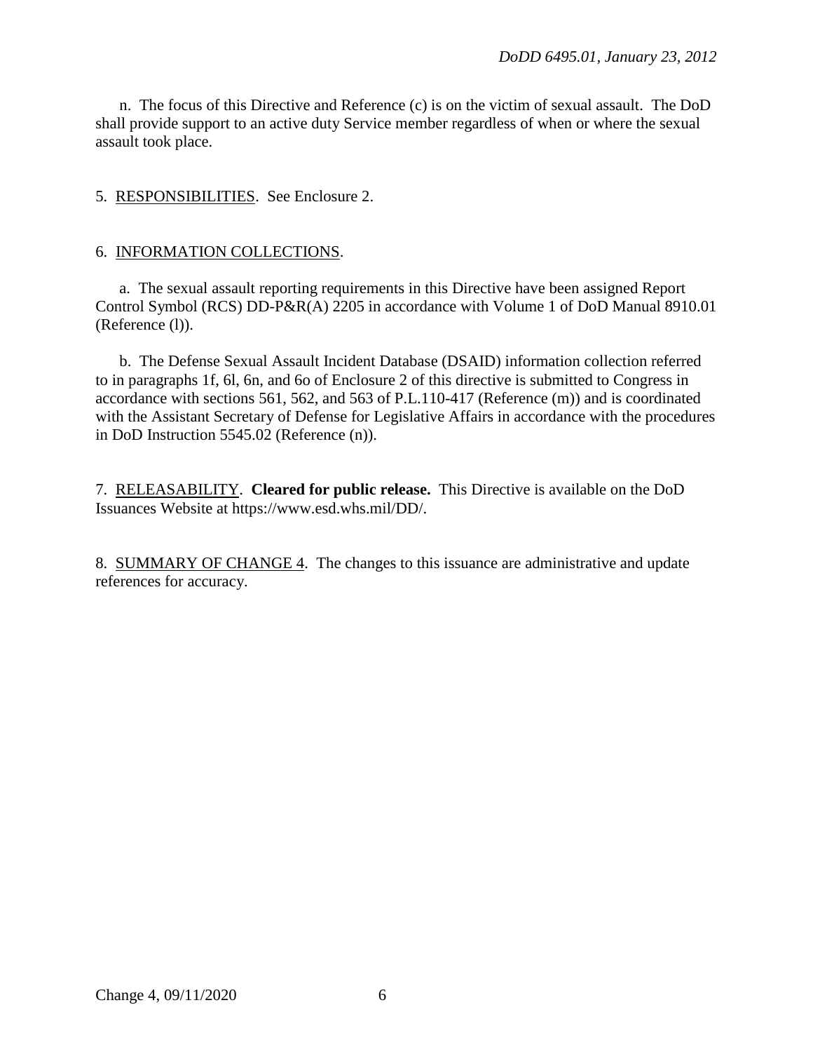n. The focus of this Directive and Reference (c) is on the victim of sexual assault. The DoD shall provide support to an active duty Service member regardless of when or where the sexual assault took place.

5. RESPONSIBILITIES. See Enclosure 2.

6. INFORMATION COLLECTIONS.

a. The sexual assault reporting requirements in this Directive have been assigned Report Control Symbol (RCS) DD-P&R(A) 2205 in accordance with Volume 1 of DoD Manual 8910.01 (Reference (l)).

b. The Defense Sexual Assault Incident Database (DSAID) information collection referred to in paragraphs 1f, 6l, 6n, and 6o of Enclosure 2 of this directive is submitted to Congress in accordance with sections 561, 562, and 563 of P.L.110-417 (Reference (m)) and is coordinated with the Assistant Secretary of Defense for Legislative Affairs in accordance with the procedures in DoD Instruction 5545.02 (Reference (n)).

7. RELEASABILITY. **Cleared for public release.** This Directive is available on the DoD Issuances Website at https://www.esd.whs.mil/DD/.

8. SUMMARY OF CHANGE 4. The changes to this issuance are administrative and update references for accuracy.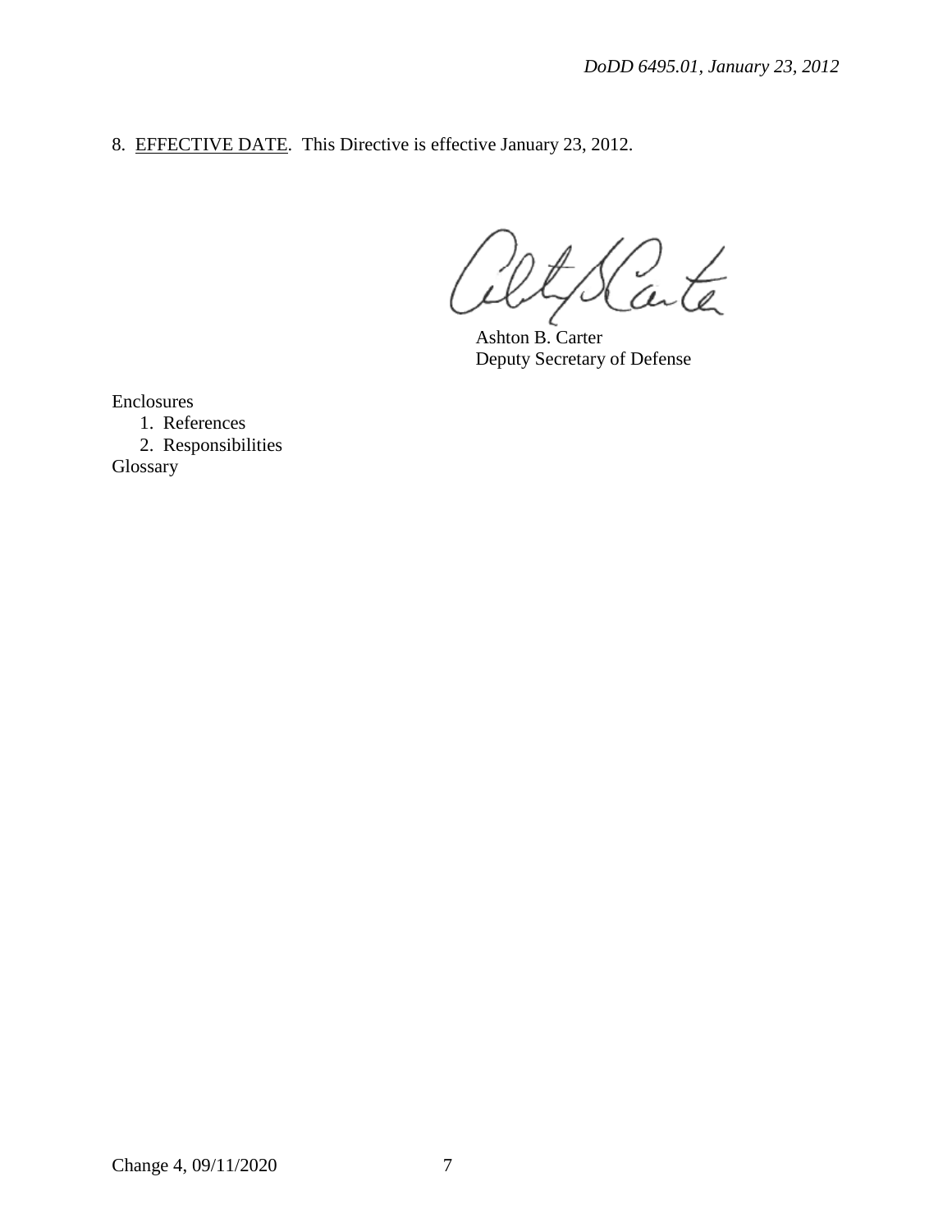8. <u>EFFECTIVE DATE</u>. This Directive is effective January 23, 2012.

Ashton B. Carter
Deputy Secretary of Defense

Enclosures
1. References
2. Responsibilities

Glossary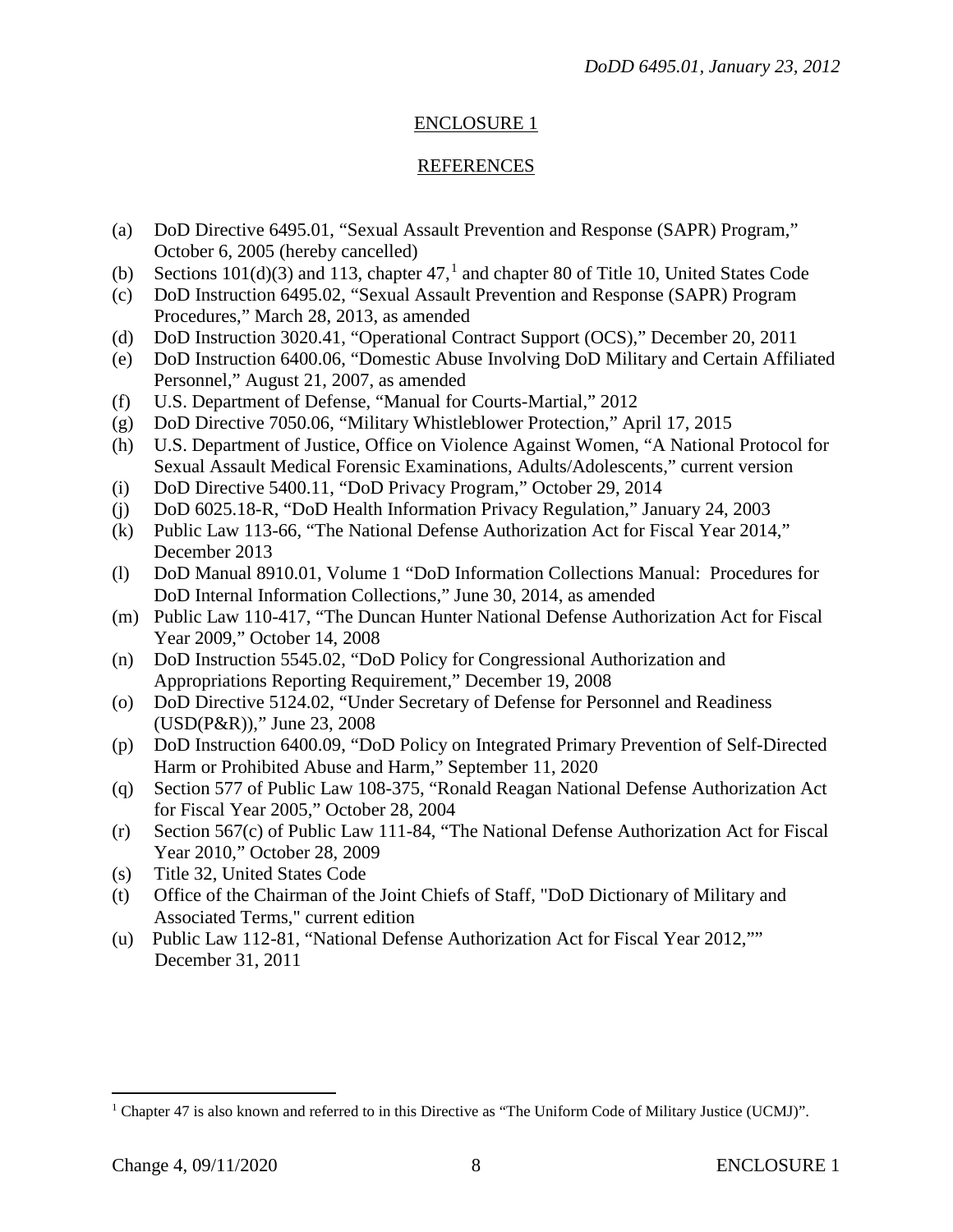## ENCLOSURE 1

## REFERENCES

(a) DoD Directive 6495.01, "Sexual Assault Prevention and Response (SAPR) Program," October 6, 2005 (hereby cancelled)
(b) Sections 101(d)(3) and 113, chapter 47,[1] and chapter 80 of Title 10, United States Code
(c) DoD Instruction 6495.02, "Sexual Assault Prevention and Response (SAPR) Program Procedures," March 28, 2013, as amended
(d) DoD Instruction 3020.41, "Operational Contract Support (OCS)," December 20, 2011
(e) DoD Instruction 6400.06, "Domestic Abuse Involving DoD Military and Certain Affiliated Personnel," August 21, 2007, as amended
(f) U.S. Department of Defense, "Manual for Courts-Martial," 2012
(g) DoD Directive 7050.06, "Military Whistleblower Protection," April 17, 2015
(h) U.S. Department of Justice, Office on Violence Against Women, "A National Protocol for Sexual Assault Medical Forensic Examinations, Adults/Adolescents," current version
(i) DoD Directive 5400.11, "DoD Privacy Program," October 29, 2014
(j) DoD 6025.18-R, "DoD Health Information Privacy Regulation," January 24, 2003
(k) Public Law 113-66, "The National Defense Authorization Act for Fiscal Year 2014," December 2013
(l) DoD Manual 8910.01, Volume 1 "DoD Information Collections Manual: Procedures for DoD Internal Information Collections," June 30, 2014, as amended
(m) Public Law 110-417, "The Duncan Hunter National Defense Authorization Act for Fiscal Year 2009," October 14, 2008
(n) DoD Instruction 5545.02, "DoD Policy for Congressional Authorization and Appropriations Reporting Requirement," December 19, 2008
(o) DoD Directive 5124.02, "Under Secretary of Defense for Personnel and Readiness (USD(P&R))," June 23, 2008
(p) DoD Instruction 6400.09, "DoD Policy on Integrated Primary Prevention of Self-Directed Harm or Prohibited Abuse and Harm," September 11, 2020
(q) Section 577 of Public Law 108-375, "Ronald Reagan National Defense Authorization Act for Fiscal Year 2005," October 28, 2004
(r) Section 567(c) of Public Law 111-84, "The National Defense Authorization Act for Fiscal Year 2010," October 28, 2009
(s) Title 32, United States Code
(t) Office of the Chairman of the Joint Chiefs of Staff, "DoD Dictionary of Military and Associated Terms," current edition
(u) Public Law 112-81, "National Defense Authorization Act for Fiscal Year 2012,"" December 31, 2011

---

[1] Chapter 47 is also known and referred to in this Directive as "The Uniform Code of Military Justice (UCMJ)".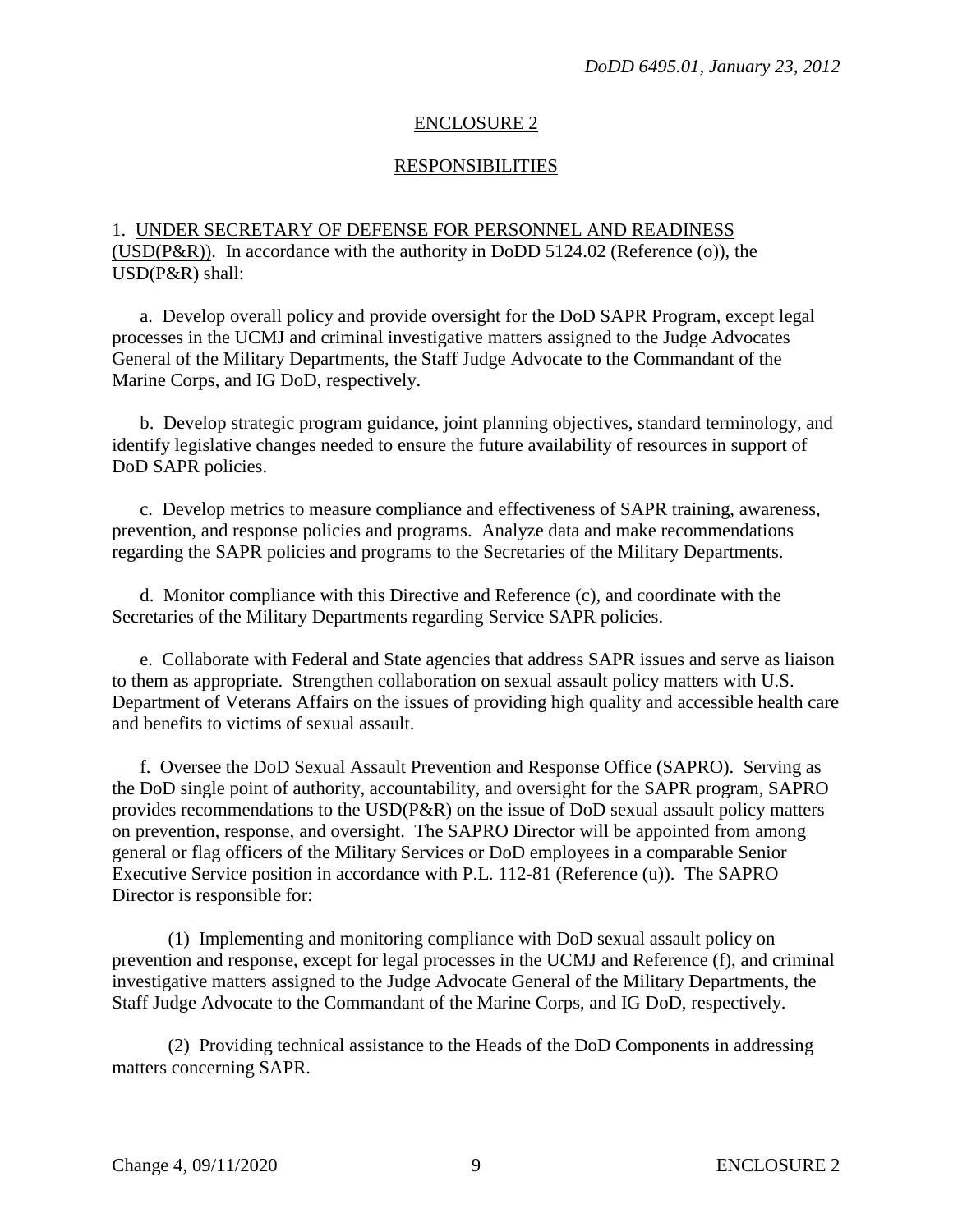## ENCLOSURE 2

## RESPONSIBILITIES

1. UNDER SECRETARY OF DEFENSE FOR PERSONNEL AND READINESS (USD(P&R)). In accordance with the authority in DoDD 5124.02 (Reference (o)), the USD(P&R) shall:

a. Develop overall policy and provide oversight for the DoD SAPR Program, except legal processes in the UCMJ and criminal investigative matters assigned to the Judge Advocates General of the Military Departments, the Staff Judge Advocate to the Commandant of the Marine Corps, and IG DoD, respectively.

b. Develop strategic program guidance, joint planning objectives, standard terminology, and identify legislative changes needed to ensure the future availability of resources in support of DoD SAPR policies.

c. Develop metrics to measure compliance and effectiveness of SAPR training, awareness, prevention, and response policies and programs. Analyze data and make recommendations regarding the SAPR policies and programs to the Secretaries of the Military Departments.

d. Monitor compliance with this Directive and Reference (c), and coordinate with the Secretaries of the Military Departments regarding Service SAPR policies.

e. Collaborate with Federal and State agencies that address SAPR issues and serve as liaison to them as appropriate. Strengthen collaboration on sexual assault policy matters with U.S. Department of Veterans Affairs on the issues of providing high quality and accessible health care and benefits to victims of sexual assault.

f. Oversee the DoD Sexual Assault Prevention and Response Office (SAPRO). Serving as the DoD single point of authority, accountability, and oversight for the SAPR program, SAPRO provides recommendations to the USD(P&R) on the issue of DoD sexual assault policy matters on prevention, response, and oversight. The SAPRO Director will be appointed from among general or flag officers of the Military Services or DoD employees in a comparable Senior Executive Service position in accordance with P.L. 112-81 (Reference (u)). The SAPRO Director is responsible for:

(1) Implementing and monitoring compliance with DoD sexual assault policy on prevention and response, except for legal processes in the UCMJ and Reference (f), and criminal investigative matters assigned to the Judge Advocate General of the Military Departments, the Staff Judge Advocate to the Commandant of the Marine Corps, and IG DoD, respectively.

(2) Providing technical assistance to the Heads of the DoD Components in addressing matters concerning SAPR.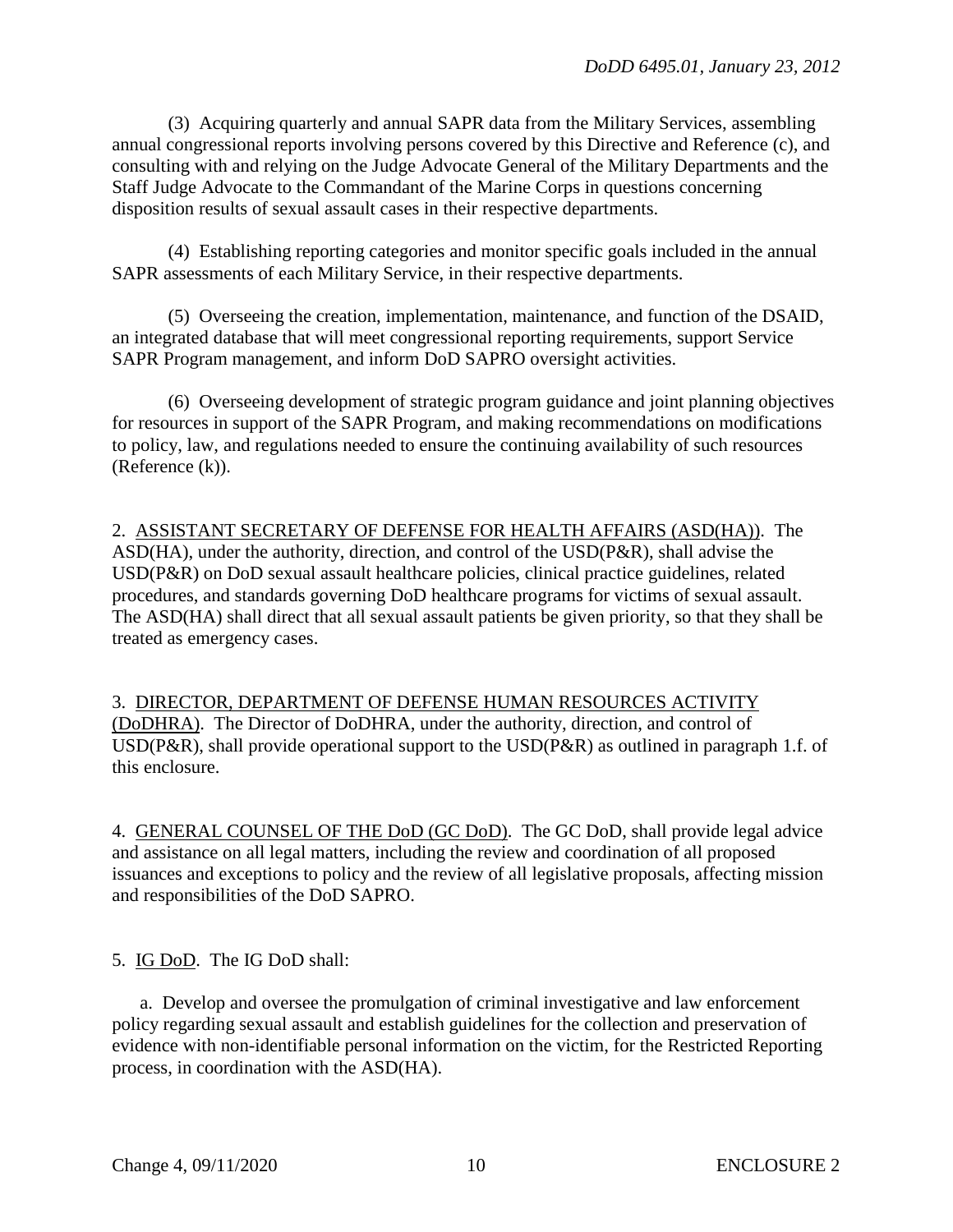(3) Acquiring quarterly and annual SAPR data from the Military Services, assembling annual congressional reports involving persons covered by this Directive and Reference (c), and consulting with and relying on the Judge Advocate General of the Military Departments and the Staff Judge Advocate to the Commandant of the Marine Corps in questions concerning disposition results of sexual assault cases in their respective departments.

(4) Establishing reporting categories and monitor specific goals included in the annual SAPR assessments of each Military Service, in their respective departments.

(5) Overseeing the creation, implementation, maintenance, and function of the DSAID, an integrated database that will meet congressional reporting requirements, support Service SAPR Program management, and inform DoD SAPRO oversight activities.

(6) Overseeing development of strategic program guidance and joint planning objectives for resources in support of the SAPR Program, and making recommendations on modifications to policy, law, and regulations needed to ensure the continuing availability of such resources (Reference (k)).

2. ASSISTANT SECRETARY OF DEFENSE FOR HEALTH AFFAIRS (ASD(HA)). The ASD(HA), under the authority, direction, and control of the USD(P&R), shall advise the USD(P&R) on DoD sexual assault healthcare policies, clinical practice guidelines, related procedures, and standards governing DoD healthcare programs for victims of sexual assault. The ASD(HA) shall direct that all sexual assault patients be given priority, so that they shall be treated as emergency cases.

3. DIRECTOR, DEPARTMENT OF DEFENSE HUMAN RESOURCES ACTIVITY (DoDHRA). The Director of DoDHRA, under the authority, direction, and control of USD(P&R), shall provide operational support to the USD(P&R) as outlined in paragraph 1.f. of this enclosure.

4. GENERAL COUNSEL OF THE DoD (GC DoD). The GC DoD, shall provide legal advice and assistance on all legal matters, including the review and coordination of all proposed issuances and exceptions to policy and the review of all legislative proposals, affecting mission and responsibilities of the DoD SAPRO.

5. IG DoD. The IG DoD shall:

a. Develop and oversee the promulgation of criminal investigative and law enforcement policy regarding sexual assault and establish guidelines for the collection and preservation of evidence with non-identifiable personal information on the victim, for the Restricted Reporting process, in coordination with the ASD(HA).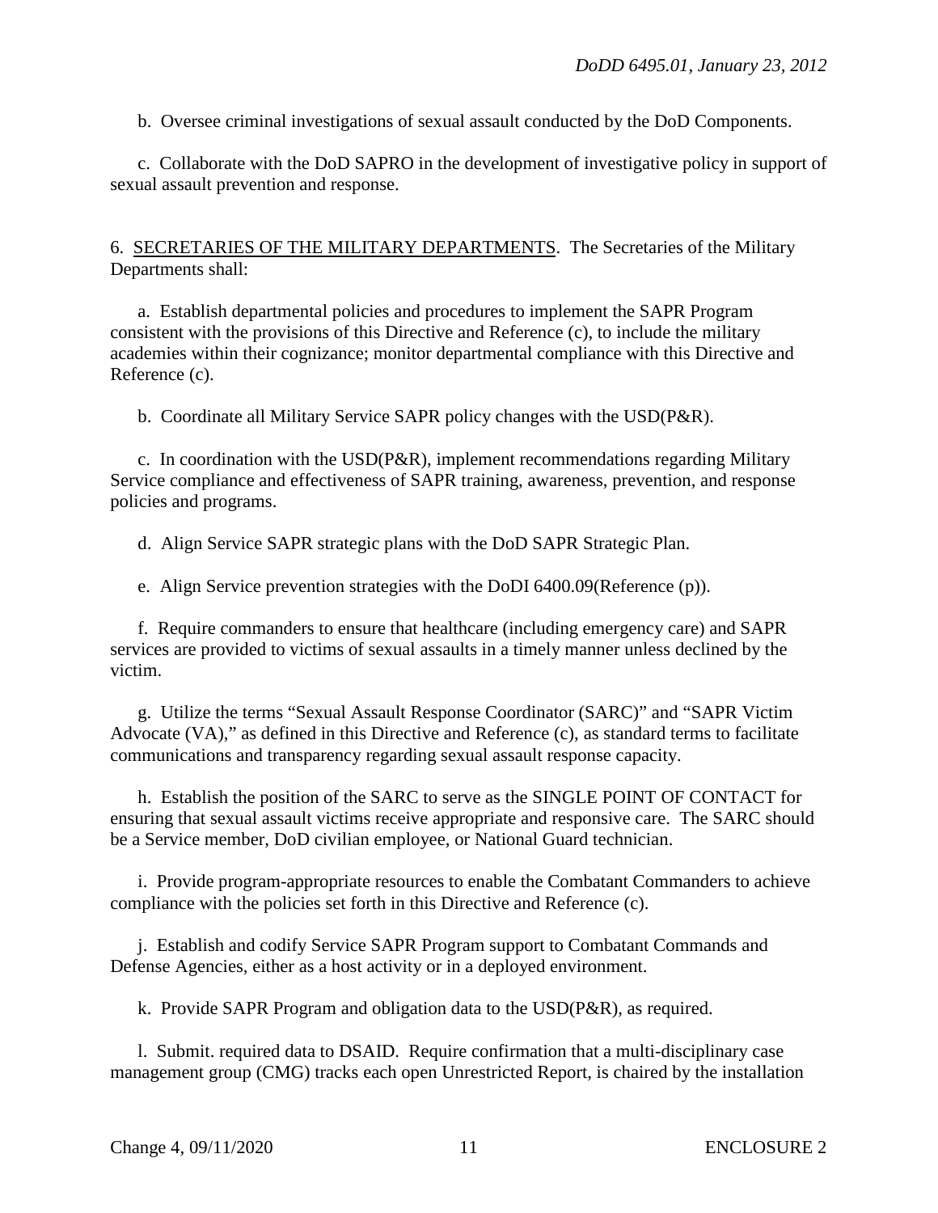b. Oversee criminal investigations of sexual assault conducted by the DoD Components.

c. Collaborate with the DoD SAPRO in the development of investigative policy in support of sexual assault prevention and response.

6. SECRETARIES OF THE MILITARY DEPARTMENTS. The Secretaries of the Military Departments shall:

a. Establish departmental policies and procedures to implement the SAPR Program consistent with the provisions of this Directive and Reference (c), to include the military academies within their cognizance; monitor departmental compliance with this Directive and Reference (c).

b. Coordinate all Military Service SAPR policy changes with the USD(P&R).

c. In coordination with the USD(P&R), implement recommendations regarding Military Service compliance and effectiveness of SAPR training, awareness, prevention, and response policies and programs.

d. Align Service SAPR strategic plans with the DoD SAPR Strategic Plan.

e. Align Service prevention strategies with the DoDI 6400.09(Reference (p)).

f. Require commanders to ensure that healthcare (including emergency care) and SAPR services are provided to victims of sexual assaults in a timely manner unless declined by the victim.

g. Utilize the terms "Sexual Assault Response Coordinator (SARC)" and "SAPR Victim Advocate (VA)," as defined in this Directive and Reference (c), as standard terms to facilitate communications and transparency regarding sexual assault response capacity.

h. Establish the position of the SARC to serve as the SINGLE POINT OF CONTACT for ensuring that sexual assault victims receive appropriate and responsive care. The SARC should be a Service member, DoD civilian employee, or National Guard technician.

i. Provide program-appropriate resources to enable the Combatant Commanders to achieve compliance with the policies set forth in this Directive and Reference (c).

j. Establish and codify Service SAPR Program support to Combatant Commands and Defense Agencies, either as a host activity or in a deployed environment.

k. Provide SAPR Program and obligation data to the USD(P&R), as required.

l. Submit. required data to DSAID. Require confirmation that a multi-disciplinary case management group (CMG) tracks each open Unrestricted Report, is chaired by the installation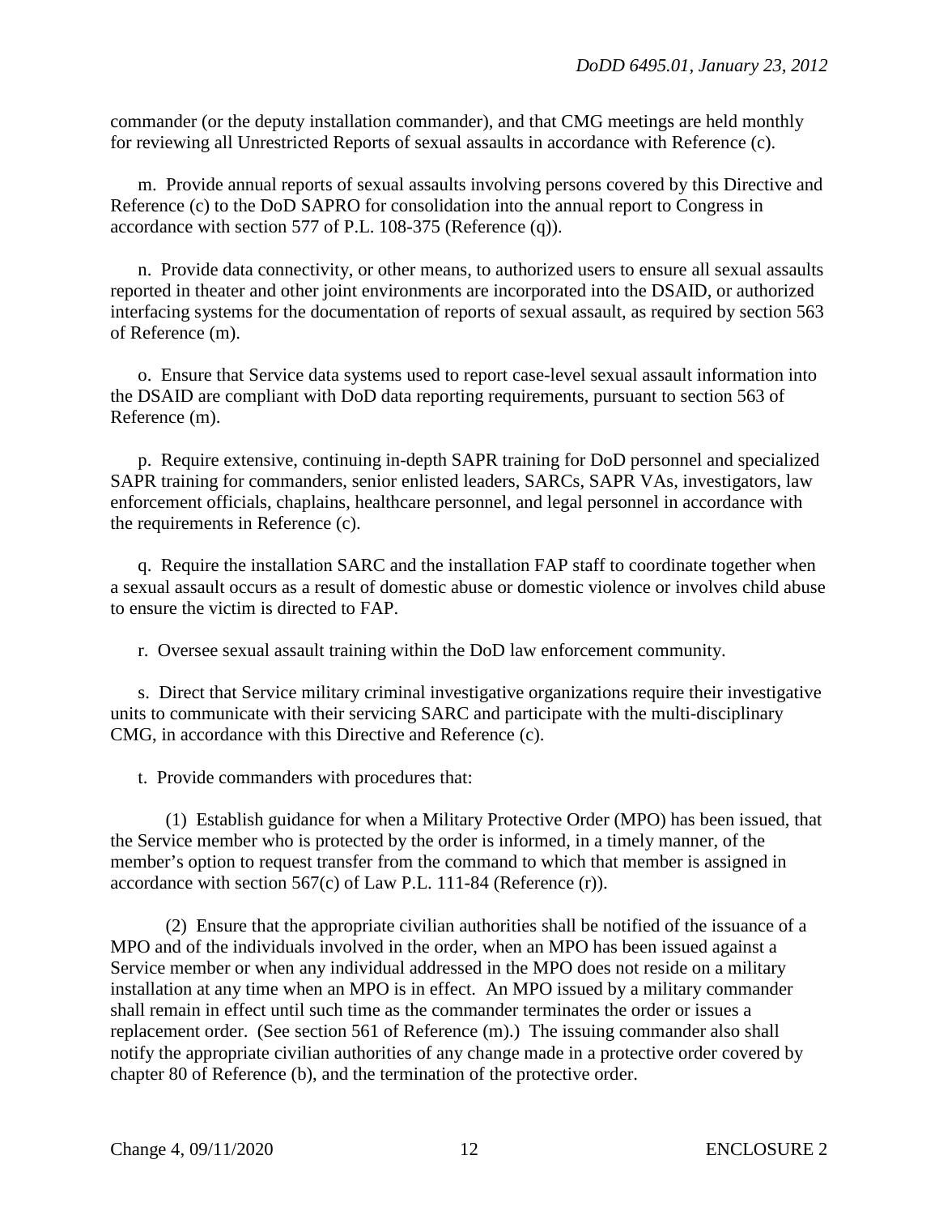commander (or the deputy installation commander), and that CMG meetings are held monthly for reviewing all Unrestricted Reports of sexual assaults in accordance with Reference (c).

m. Provide annual reports of sexual assaults involving persons covered by this Directive and Reference (c) to the DoD SAPRO for consolidation into the annual report to Congress in accordance with section 577 of P.L. 108-375 (Reference (q)).

n. Provide data connectivity, or other means, to authorized users to ensure all sexual assaults reported in theater and other joint environments are incorporated into the DSAID, or authorized interfacing systems for the documentation of reports of sexual assault, as required by section 563 of Reference (m).

o. Ensure that Service data systems used to report case-level sexual assault information into the DSAID are compliant with DoD data reporting requirements, pursuant to section 563 of Reference (m).

p. Require extensive, continuing in-depth SAPR training for DoD personnel and specialized SAPR training for commanders, senior enlisted leaders, SARCs, SAPR VAs, investigators, law enforcement officials, chaplains, healthcare personnel, and legal personnel in accordance with the requirements in Reference (c).

q. Require the installation SARC and the installation FAP staff to coordinate together when a sexual assault occurs as a result of domestic abuse or domestic violence or involves child abuse to ensure the victim is directed to FAP.

r. Oversee sexual assault training within the DoD law enforcement community.

s. Direct that Service military criminal investigative organizations require their investigative units to communicate with their servicing SARC and participate with the multi-disciplinary CMG, in accordance with this Directive and Reference (c).

t. Provide commanders with procedures that:

(1) Establish guidance for when a Military Protective Order (MPO) has been issued, that the Service member who is protected by the order is informed, in a timely manner, of the member's option to request transfer from the command to which that member is assigned in accordance with section 567(c) of Law P.L. 111-84 (Reference (r)).

(2) Ensure that the appropriate civilian authorities shall be notified of the issuance of a MPO and of the individuals involved in the order, when an MPO has been issued against a Service member or when any individual addressed in the MPO does not reside on a military installation at any time when an MPO is in effect. An MPO issued by a military commander shall remain in effect until such time as the commander terminates the order or issues a replacement order. (See section 561 of Reference (m).) The issuing commander also shall notify the appropriate civilian authorities of any change made in a protective order covered by chapter 80 of Reference (b), and the termination of the protective order.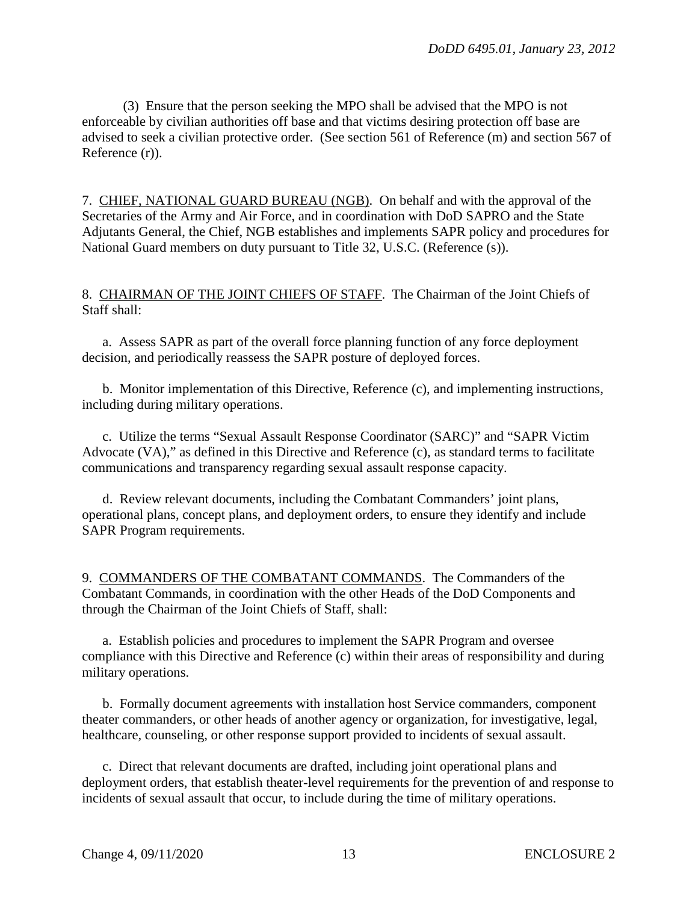(3) Ensure that the person seeking the MPO shall be advised that the MPO is not enforceable by civilian authorities off base and that victims desiring protection off base are advised to seek a civilian protective order. (See section 561 of Reference (m) and section 567 of Reference (r)).

7. CHIEF, NATIONAL GUARD BUREAU (NGB). On behalf and with the approval of the Secretaries of the Army and Air Force, and in coordination with DoD SAPRO and the State Adjutants General, the Chief, NGB establishes and implements SAPR policy and procedures for National Guard members on duty pursuant to Title 32, U.S.C. (Reference (s)).

8. CHAIRMAN OF THE JOINT CHIEFS OF STAFF. The Chairman of the Joint Chiefs of Staff shall:

a. Assess SAPR as part of the overall force planning function of any force deployment decision, and periodically reassess the SAPR posture of deployed forces.

b. Monitor implementation of this Directive, Reference (c), and implementing instructions, including during military operations.

c. Utilize the terms "Sexual Assault Response Coordinator (SARC)" and "SAPR Victim Advocate (VA)," as defined in this Directive and Reference (c), as standard terms to facilitate communications and transparency regarding sexual assault response capacity.

d. Review relevant documents, including the Combatant Commanders' joint plans, operational plans, concept plans, and deployment orders, to ensure they identify and include SAPR Program requirements.

9. COMMANDERS OF THE COMBATANT COMMANDS. The Commanders of the Combatant Commands, in coordination with the other Heads of the DoD Components and through the Chairman of the Joint Chiefs of Staff, shall:

a. Establish policies and procedures to implement the SAPR Program and oversee compliance with this Directive and Reference (c) within their areas of responsibility and during military operations.

b. Formally document agreements with installation host Service commanders, component theater commanders, or other heads of another agency or organization, for investigative, legal, healthcare, counseling, or other response support provided to incidents of sexual assault.

c. Direct that relevant documents are drafted, including joint operational plans and deployment orders, that establish theater-level requirements for the prevention of and response to incidents of sexual assault that occur, to include during the time of military operations.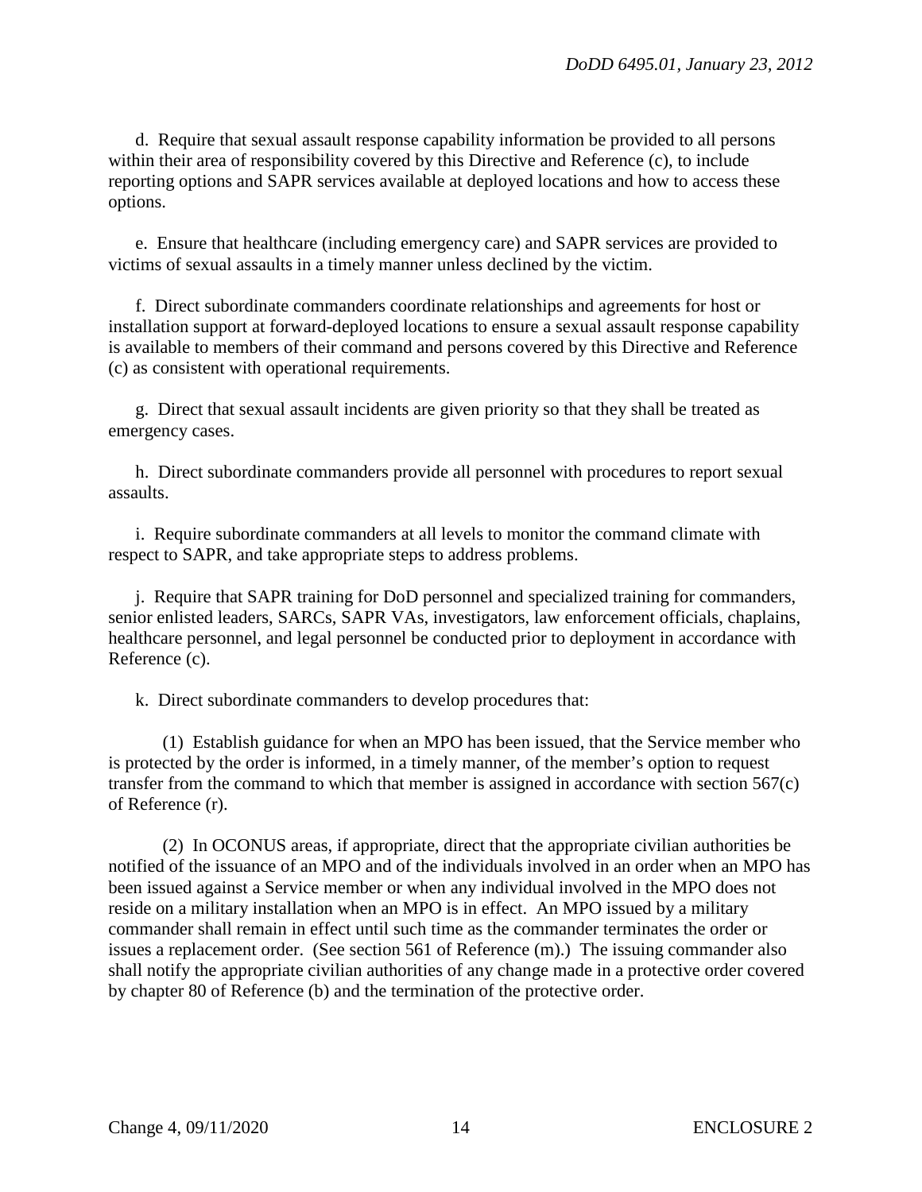d. Require that sexual assault response capability information be provided to all persons within their area of responsibility covered by this Directive and Reference (c), to include reporting options and SAPR services available at deployed locations and how to access these options.

e. Ensure that healthcare (including emergency care) and SAPR services are provided to victims of sexual assaults in a timely manner unless declined by the victim.

f. Direct subordinate commanders coordinate relationships and agreements for host or installation support at forward-deployed locations to ensure a sexual assault response capability is available to members of their command and persons covered by this Directive and Reference (c) as consistent with operational requirements.

g. Direct that sexual assault incidents are given priority so that they shall be treated as emergency cases.

h. Direct subordinate commanders provide all personnel with procedures to report sexual assaults.

i. Require subordinate commanders at all levels to monitor the command climate with respect to SAPR, and take appropriate steps to address problems.

j. Require that SAPR training for DoD personnel and specialized training for commanders, senior enlisted leaders, SARCs, SAPR VAs, investigators, law enforcement officials, chaplains, healthcare personnel, and legal personnel be conducted prior to deployment in accordance with Reference (c).

k. Direct subordinate commanders to develop procedures that:

(1) Establish guidance for when an MPO has been issued, that the Service member who is protected by the order is informed, in a timely manner, of the member's option to request transfer from the command to which that member is assigned in accordance with section 567(c) of Reference (r).

(2) In OCONUS areas, if appropriate, direct that the appropriate civilian authorities be notified of the issuance of an MPO and of the individuals involved in an order when an MPO has been issued against a Service member or when any individual involved in the MPO does not reside on a military installation when an MPO is in effect. An MPO issued by a military commander shall remain in effect until such time as the commander terminates the order or issues a replacement order. (See section 561 of Reference (m).) The issuing commander also shall notify the appropriate civilian authorities of any change made in a protective order covered by chapter 80 of Reference (b) and the termination of the protective order.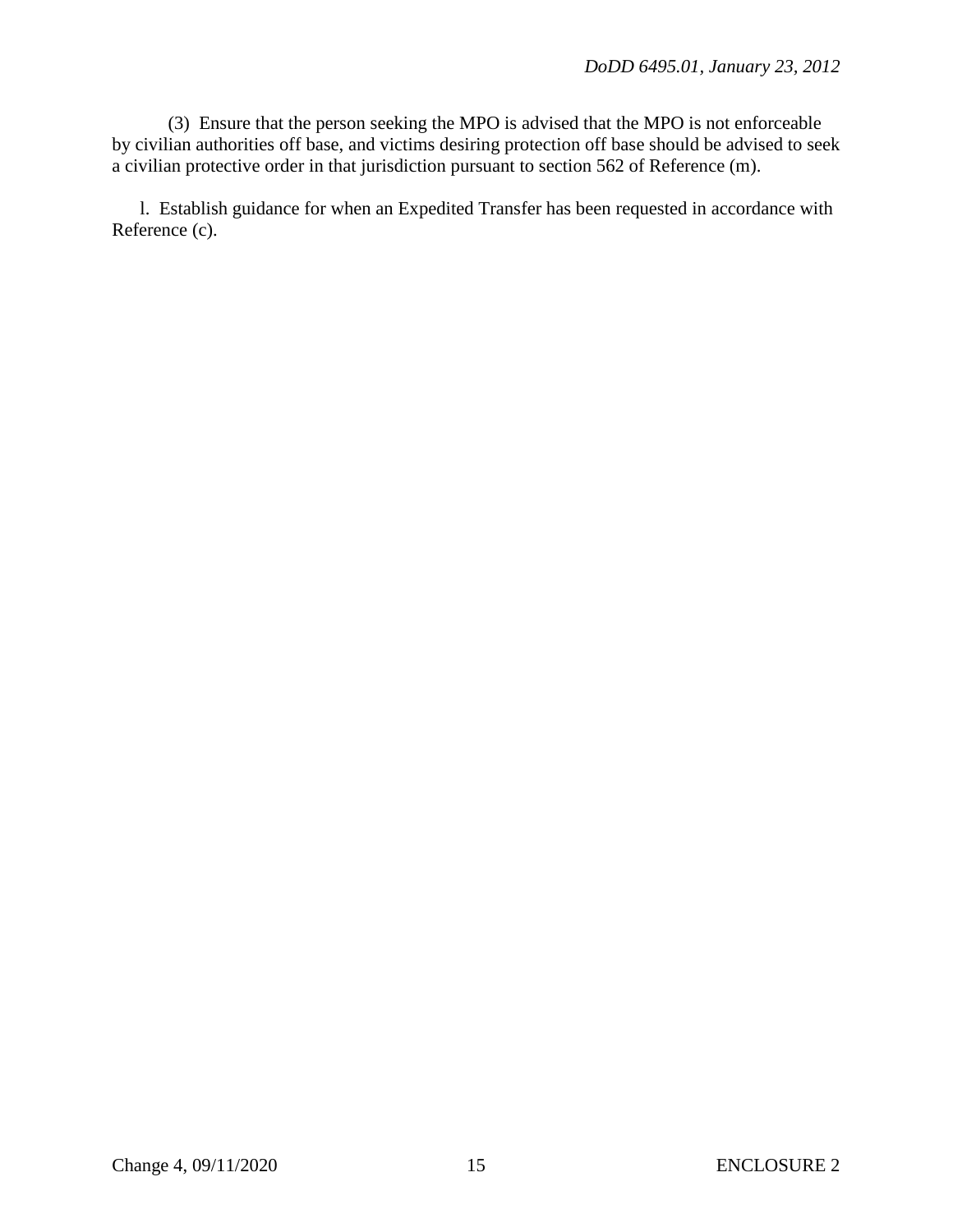(3) Ensure that the person seeking the MPO is advised that the MPO is not enforceable by civilian authorities off base, and victims desiring protection off base should be advised to seek a civilian protective order in that jurisdiction pursuant to section 562 of Reference (m).

l. Establish guidance for when an Expedited Transfer has been requested in accordance with Reference (c).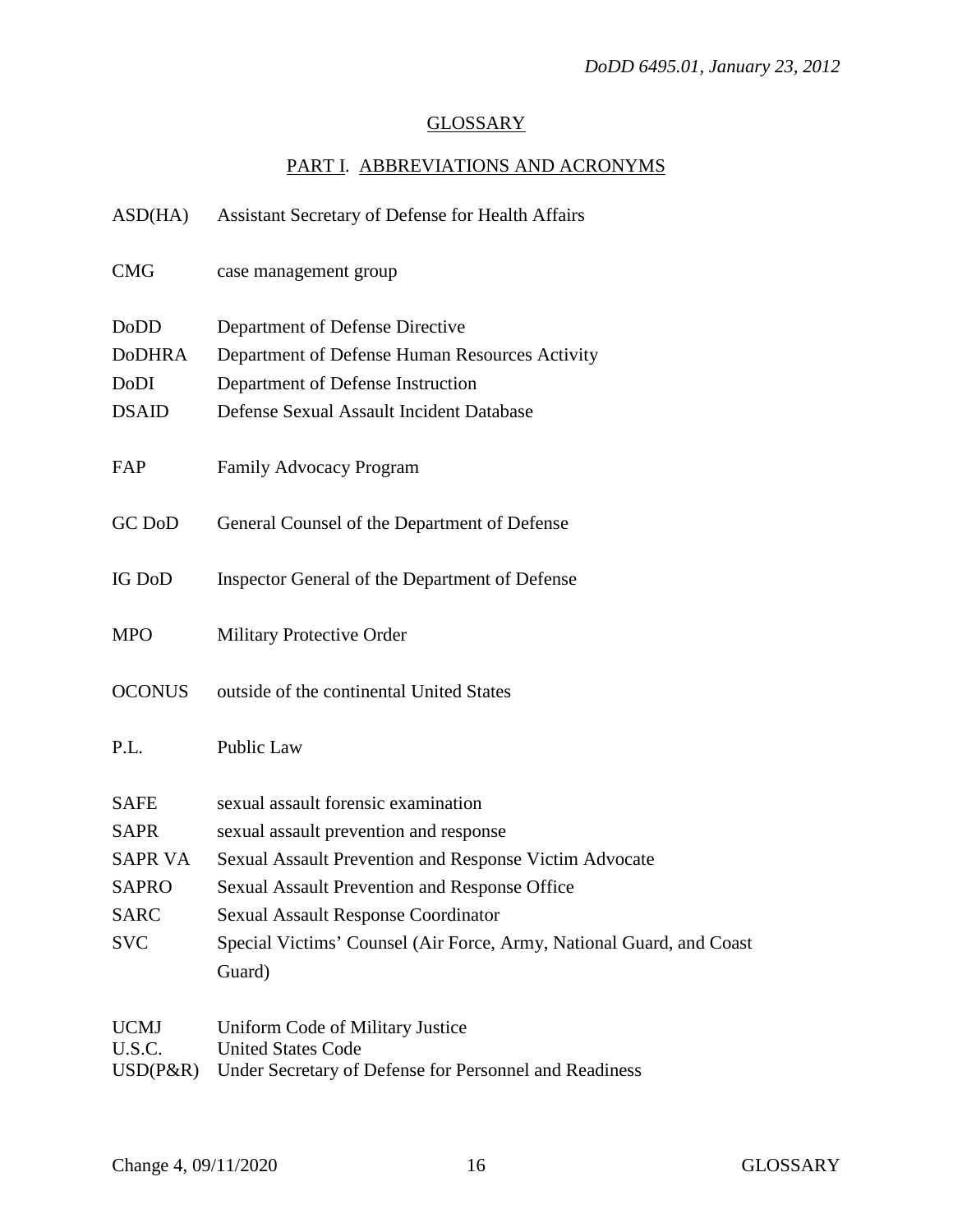## GLOSSARY

### PART I. ABBREVIATIONS AND ACRONYMS

| | |
|---|---|
| ASD(HA) | Assistant Secretary of Defense for Health Affairs |
| CMG | case management group |
| DoDD | Department of Defense Directive |
| DoDHRA | Department of Defense Human Resources Activity |
| DoDI | Department of Defense Instruction |
| DSAID | Defense Sexual Assault Incident Database |
| FAP | Family Advocacy Program |
| GC DoD | General Counsel of the Department of Defense |
| IG DoD | Inspector General of the Department of Defense |
| MPO | Military Protective Order |
| OCONUS | outside of the continental United States |
| P.L. | Public Law |
| SAFE | sexual assault forensic examination |
| SAPR | sexual assault prevention and response |
| SAPR VA | Sexual Assault Prevention and Response Victim Advocate |
| SAPRO | Sexual Assault Prevention and Response Office |
| SARC | Sexual Assault Response Coordinator |
| SVC | Special Victims' Counsel (Air Force, Army, National Guard, and Coast Guard) |
| UCMJ | Uniform Code of Military Justice |
| U.S.C. | United States Code |
| USD(P&R) | Under Secretary of Defense for Personnel and Readiness |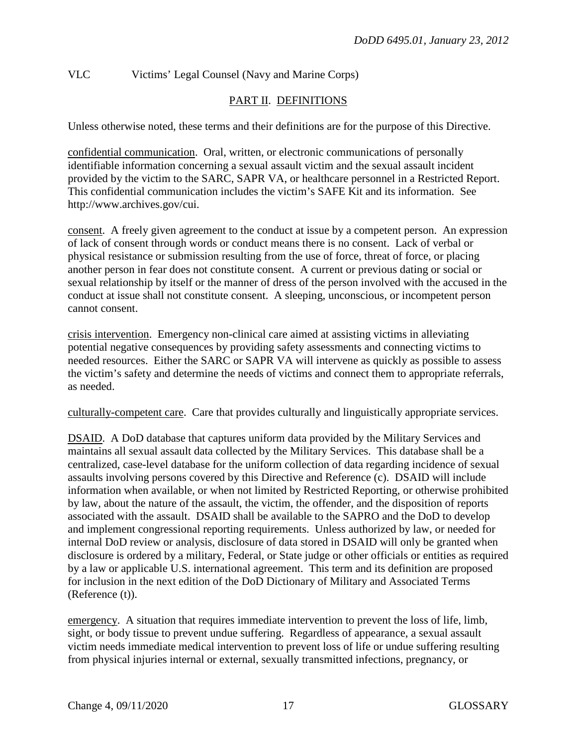VLC Victims' Legal Counsel (Navy and Marine Corps)

## PART II. DEFINITIONS

Unless otherwise noted, these terms and their definitions are for the purpose of this Directive.

confidential communication. Oral, written, or electronic communications of personally identifiable information concerning a sexual assault victim and the sexual assault incident provided by the victim to the SARC, SAPR VA, or healthcare personnel in a Restricted Report. This confidential communication includes the victim's SAFE Kit and its information. See http://www.archives.gov/cui.

consent. A freely given agreement to the conduct at issue by a competent person. An expression of lack of consent through words or conduct means there is no consent. Lack of verbal or physical resistance or submission resulting from the use of force, threat of force, or placing another person in fear does not constitute consent. A current or previous dating or social or sexual relationship by itself or the manner of dress of the person involved with the accused in the conduct at issue shall not constitute consent. A sleeping, unconscious, or incompetent person cannot consent.

crisis intervention. Emergency non-clinical care aimed at assisting victims in alleviating potential negative consequences by providing safety assessments and connecting victims to needed resources. Either the SARC or SAPR VA will intervene as quickly as possible to assess the victim's safety and determine the needs of victims and connect them to appropriate referrals, as needed.

culturally-competent care. Care that provides culturally and linguistically appropriate services.

DSAID. A DoD database that captures uniform data provided by the Military Services and maintains all sexual assault data collected by the Military Services. This database shall be a centralized, case-level database for the uniform collection of data regarding incidence of sexual assaults involving persons covered by this Directive and Reference (c). DSAID will include information when available, or when not limited by Restricted Reporting, or otherwise prohibited by law, about the nature of the assault, the victim, the offender, and the disposition of reports associated with the assault. DSAID shall be available to the SAPRO and the DoD to develop and implement congressional reporting requirements. Unless authorized by law, or needed for internal DoD review or analysis, disclosure of data stored in DSAID will only be granted when disclosure is ordered by a military, Federal, or State judge or other officials or entities as required by a law or applicable U.S. international agreement. This term and its definition are proposed for inclusion in the next edition of the DoD Dictionary of Military and Associated Terms (Reference (t)).

emergency. A situation that requires immediate intervention to prevent the loss of life, limb, sight, or body tissue to prevent undue suffering. Regardless of appearance, a sexual assault victim needs immediate medical intervention to prevent loss of life or undue suffering resulting from physical injuries internal or external, sexually transmitted infections, pregnancy, or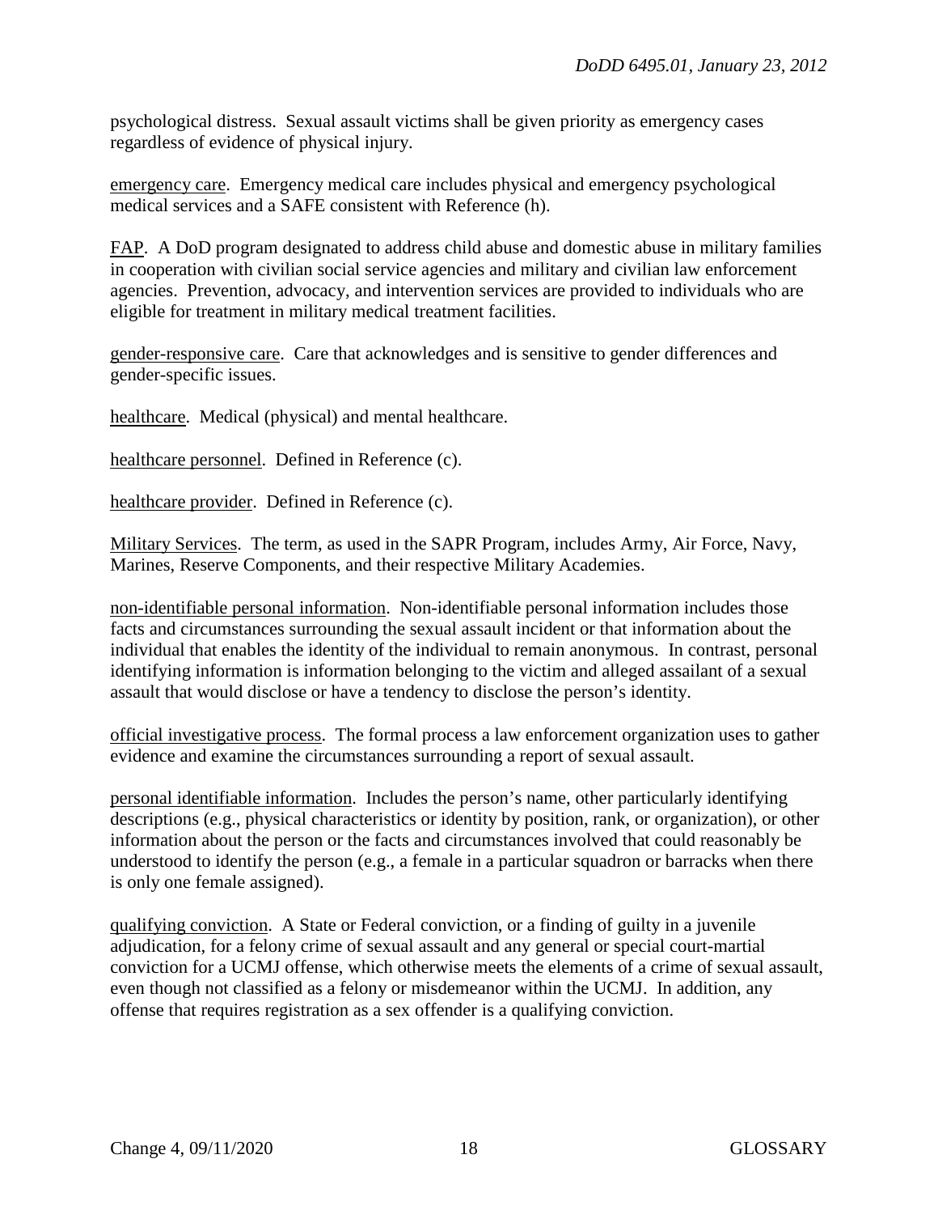psychological distress. Sexual assault victims shall be given priority as emergency cases regardless of evidence of physical injury.

emergency care. Emergency medical care includes physical and emergency psychological medical services and a SAFE consistent with Reference (h).

FAP. A DoD program designated to address child abuse and domestic abuse in military families in cooperation with civilian social service agencies and military and civilian law enforcement agencies. Prevention, advocacy, and intervention services are provided to individuals who are eligible for treatment in military medical treatment facilities.

gender-responsive care. Care that acknowledges and is sensitive to gender differences and gender-specific issues.

healthcare. Medical (physical) and mental healthcare.

healthcare personnel. Defined in Reference (c).

healthcare provider. Defined in Reference (c).

Military Services. The term, as used in the SAPR Program, includes Army, Air Force, Navy, Marines, Reserve Components, and their respective Military Academies.

non-identifiable personal information. Non-identifiable personal information includes those facts and circumstances surrounding the sexual assault incident or that information about the individual that enables the identity of the individual to remain anonymous. In contrast, personal identifying information is information belonging to the victim and alleged assailant of a sexual assault that would disclose or have a tendency to disclose the person's identity.

official investigative process. The formal process a law enforcement organization uses to gather evidence and examine the circumstances surrounding a report of sexual assault.

personal identifiable information. Includes the person's name, other particularly identifying descriptions (e.g., physical characteristics or identity by position, rank, or organization), or other information about the person or the facts and circumstances involved that could reasonably be understood to identify the person (e.g., a female in a particular squadron or barracks when there is only one female assigned).

qualifying conviction. A State or Federal conviction, or a finding of guilty in a juvenile adjudication, for a felony crime of sexual assault and any general or special court-martial conviction for a UCMJ offense, which otherwise meets the elements of a crime of sexual assault, even though not classified as a felony or misdemeanor within the UCMJ. In addition, any offense that requires registration as a sex offender is a qualifying conviction.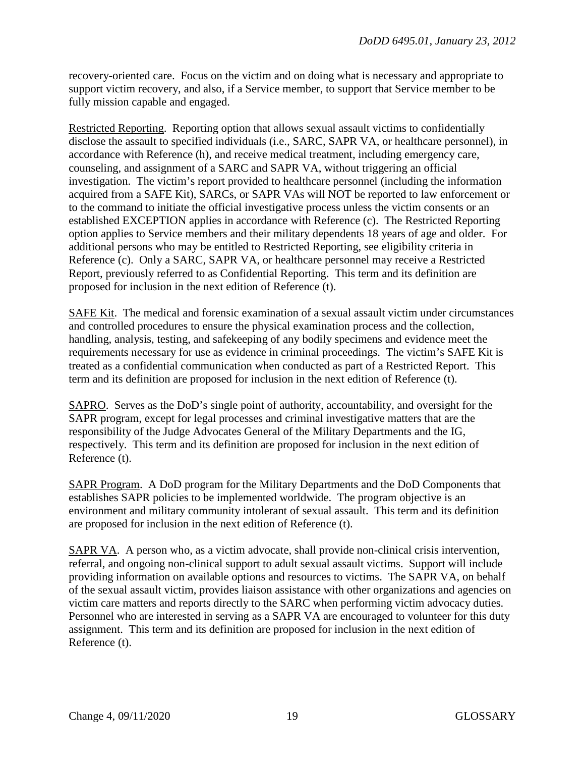recovery-oriented care. Focus on the victim and on doing what is necessary and appropriate to support victim recovery, and also, if a Service member, to support that Service member to be fully mission capable and engaged.

Restricted Reporting. Reporting option that allows sexual assault victims to confidentially disclose the assault to specified individuals (i.e., SARC, SAPR VA, or healthcare personnel), in accordance with Reference (h), and receive medical treatment, including emergency care, counseling, and assignment of a SARC and SAPR VA, without triggering an official investigation. The victim's report provided to healthcare personnel (including the information acquired from a SAFE Kit), SARCs, or SAPR VAs will NOT be reported to law enforcement or to the command to initiate the official investigative process unless the victim consents or an established EXCEPTION applies in accordance with Reference (c). The Restricted Reporting option applies to Service members and their military dependents 18 years of age and older. For additional persons who may be entitled to Restricted Reporting, see eligibility criteria in Reference (c). Only a SARC, SAPR VA, or healthcare personnel may receive a Restricted Report, previously referred to as Confidential Reporting. This term and its definition are proposed for inclusion in the next edition of Reference (t).

SAFE Kit. The medical and forensic examination of a sexual assault victim under circumstances and controlled procedures to ensure the physical examination process and the collection, handling, analysis, testing, and safekeeping of any bodily specimens and evidence meet the requirements necessary for use as evidence in criminal proceedings. The victim's SAFE Kit is treated as a confidential communication when conducted as part of a Restricted Report. This term and its definition are proposed for inclusion in the next edition of Reference (t).

SAPRO. Serves as the DoD's single point of authority, accountability, and oversight for the SAPR program, except for legal processes and criminal investigative matters that are the responsibility of the Judge Advocates General of the Military Departments and the IG, respectively. This term and its definition are proposed for inclusion in the next edition of Reference (t).

SAPR Program. A DoD program for the Military Departments and the DoD Components that establishes SAPR policies to be implemented worldwide. The program objective is an environment and military community intolerant of sexual assault. This term and its definition are proposed for inclusion in the next edition of Reference (t).

SAPR VA. A person who, as a victim advocate, shall provide non-clinical crisis intervention, referral, and ongoing non-clinical support to adult sexual assault victims. Support will include providing information on available options and resources to victims. The SAPR VA, on behalf of the sexual assault victim, provides liaison assistance with other organizations and agencies on victim care matters and reports directly to the SARC when performing victim advocacy duties. Personnel who are interested in serving as a SAPR VA are encouraged to volunteer for this duty assignment. This term and its definition are proposed for inclusion in the next edition of Reference (t).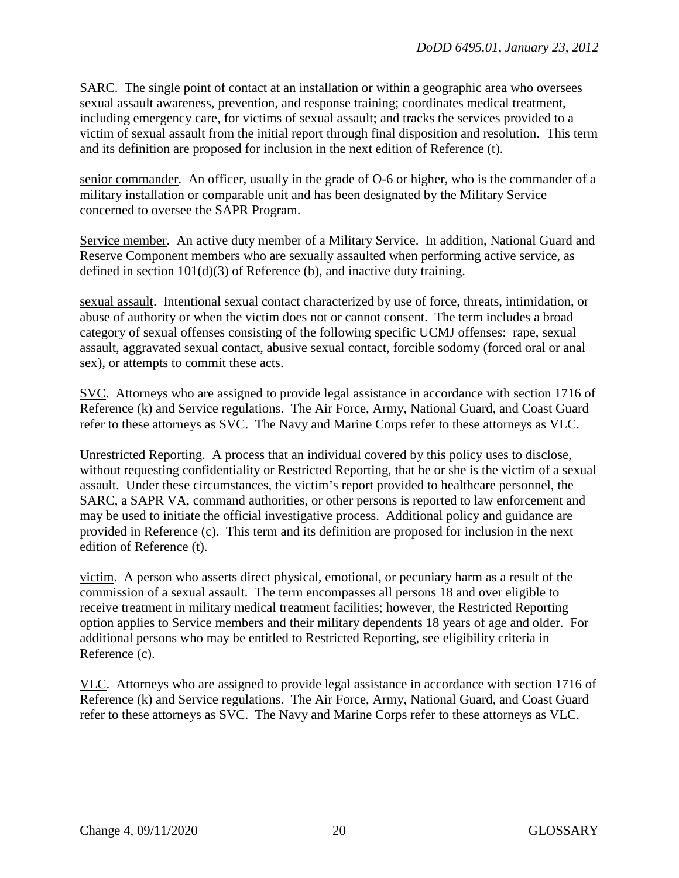SARC. The single point of contact at an installation or within a geographic area who oversees sexual assault awareness, prevention, and response training; coordinates medical treatment, including emergency care, for victims of sexual assault; and tracks the services provided to a victim of sexual assault from the initial report through final disposition and resolution. This term and its definition are proposed for inclusion in the next edition of Reference (t).

senior commander. An officer, usually in the grade of O-6 or higher, who is the commander of a military installation or comparable unit and has been designated by the Military Service concerned to oversee the SAPR Program.

Service member. An active duty member of a Military Service. In addition, National Guard and Reserve Component members who are sexually assaulted when performing active service, as defined in section 101(d)(3) of Reference (b), and inactive duty training.

sexual assault. Intentional sexual contact characterized by use of force, threats, intimidation, or abuse of authority or when the victim does not or cannot consent. The term includes a broad category of sexual offenses consisting of the following specific UCMJ offenses: rape, sexual assault, aggravated sexual contact, abusive sexual contact, forcible sodomy (forced oral or anal sex), or attempts to commit these acts.

SVC. Attorneys who are assigned to provide legal assistance in accordance with section 1716 of Reference (k) and Service regulations. The Air Force, Army, National Guard, and Coast Guard refer to these attorneys as SVC. The Navy and Marine Corps refer to these attorneys as VLC.

Unrestricted Reporting. A process that an individual covered by this policy uses to disclose, without requesting confidentiality or Restricted Reporting, that he or she is the victim of a sexual assault. Under these circumstances, the victim's report provided to healthcare personnel, the SARC, a SAPR VA, command authorities, or other persons is reported to law enforcement and may be used to initiate the official investigative process. Additional policy and guidance are provided in Reference (c). This term and its definition are proposed for inclusion in the next edition of Reference (t).

victim. A person who asserts direct physical, emotional, or pecuniary harm as a result of the commission of a sexual assault. The term encompasses all persons 18 and over eligible to receive treatment in military medical treatment facilities; however, the Restricted Reporting option applies to Service members and their military dependents 18 years of age and older. For additional persons who may be entitled to Restricted Reporting, see eligibility criteria in Reference (c).

VLC. Attorneys who are assigned to provide legal assistance in accordance with section 1716 of Reference (k) and Service regulations. The Air Force, Army, National Guard, and Coast Guard refer to these attorneys as SVC. The Navy and Marine Corps refer to these attorneys as VLC.